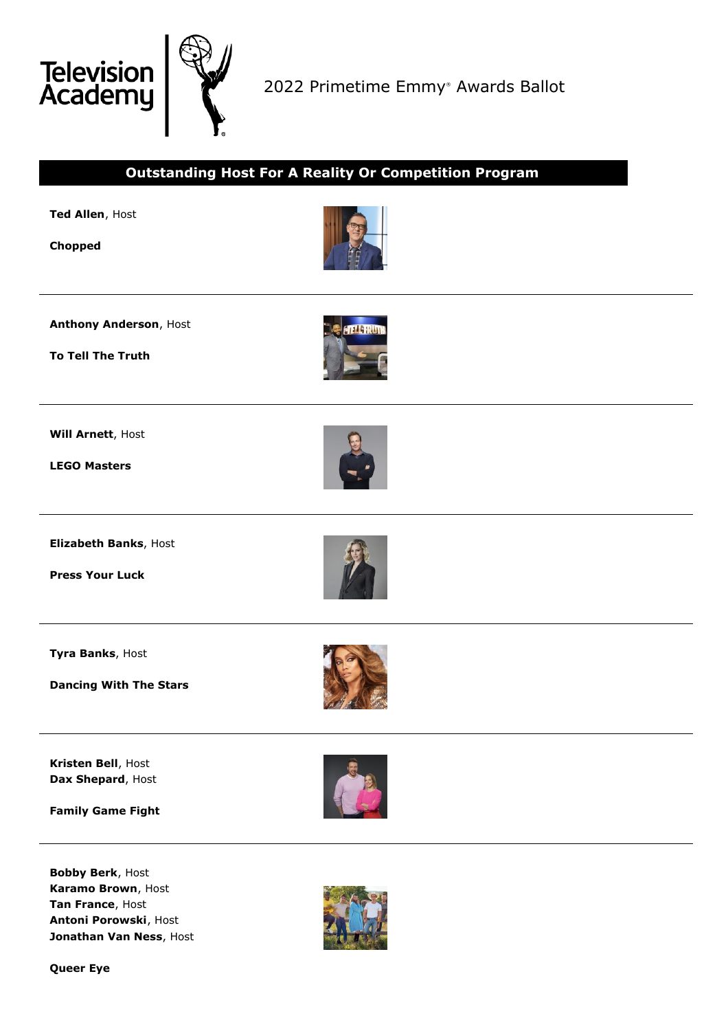Television Academy

2022 Primetime Emmy® Awards Ballot

## Outstanding Host For A Reality Or Competition Program

**Ted Allen**, Host

**Chopped**

---

**Anthony Anderson**, Host

**To Tell The Truth**

---

**Will Arnett**, Host

**LEGO Masters**

---

**Elizabeth Banks**, Host

**Press Your Luck**

---

**Tyra Banks**, Host

**Dancing With The Stars**

---

**Kristen Bell**, Host
**Dax Shepard**, Host

**Family Game Fight**

---

**Bobby Berk**, Host
**Karamo Brown**, Host
**Tan France**, Host
**Antoni Porowski**, Host
**Jonathan Van Ness**, Host

**Queer Eye**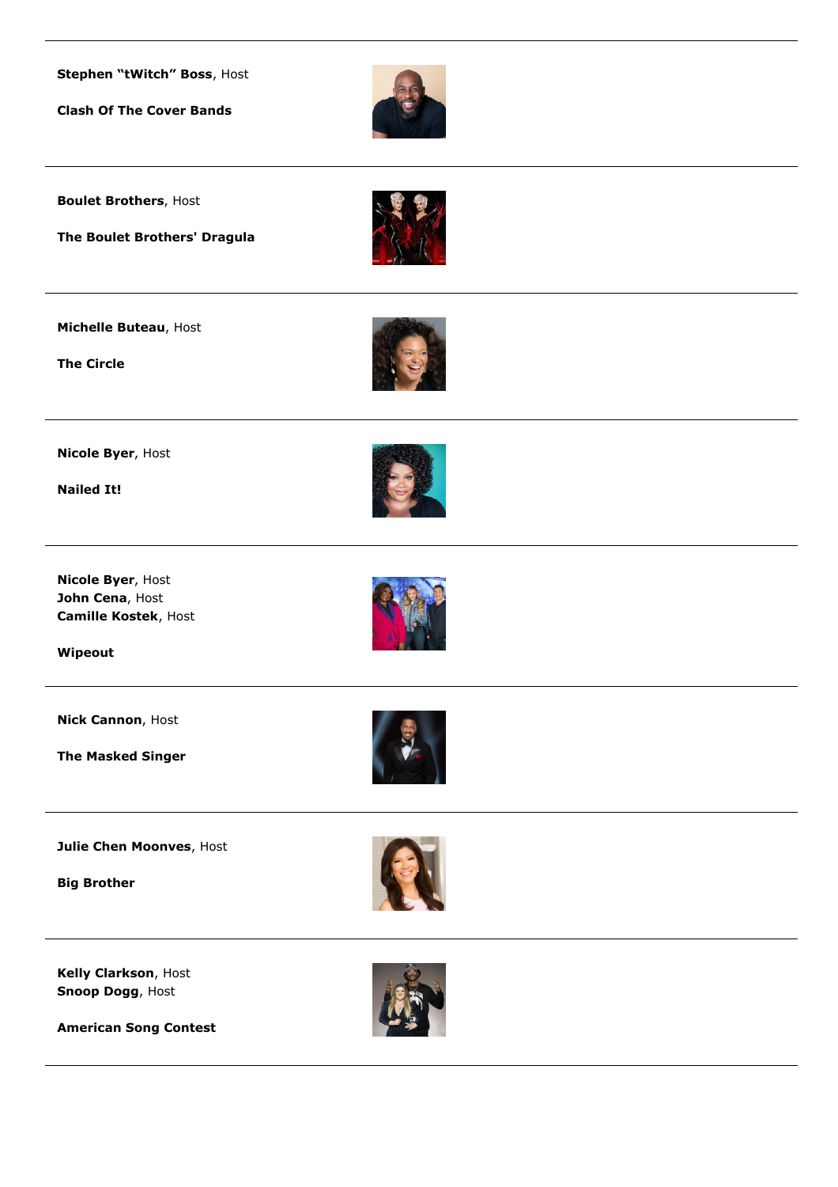**Stephen “tWitch” Boss**, Host

**Clash Of The Cover Bands**

---

**Boulet Brothers**, Host

**The Boulet Brothers' Dragula**

---

**Michelle Buteau**, Host

**The Circle**

---

**Nicole Byer**, Host

**Nailed It!**

---

**Nicole Byer**, Host
**John Cena**, Host
**Camille Kostek**, Host

**Wipeout**

---

**Nick Cannon**, Host

**The Masked Singer**

---

**Julie Chen Moonves**, Host

**Big Brother**

---

**Kelly Clarkson**, Host
**Snoop Dogg**, Host

**American Song Contest**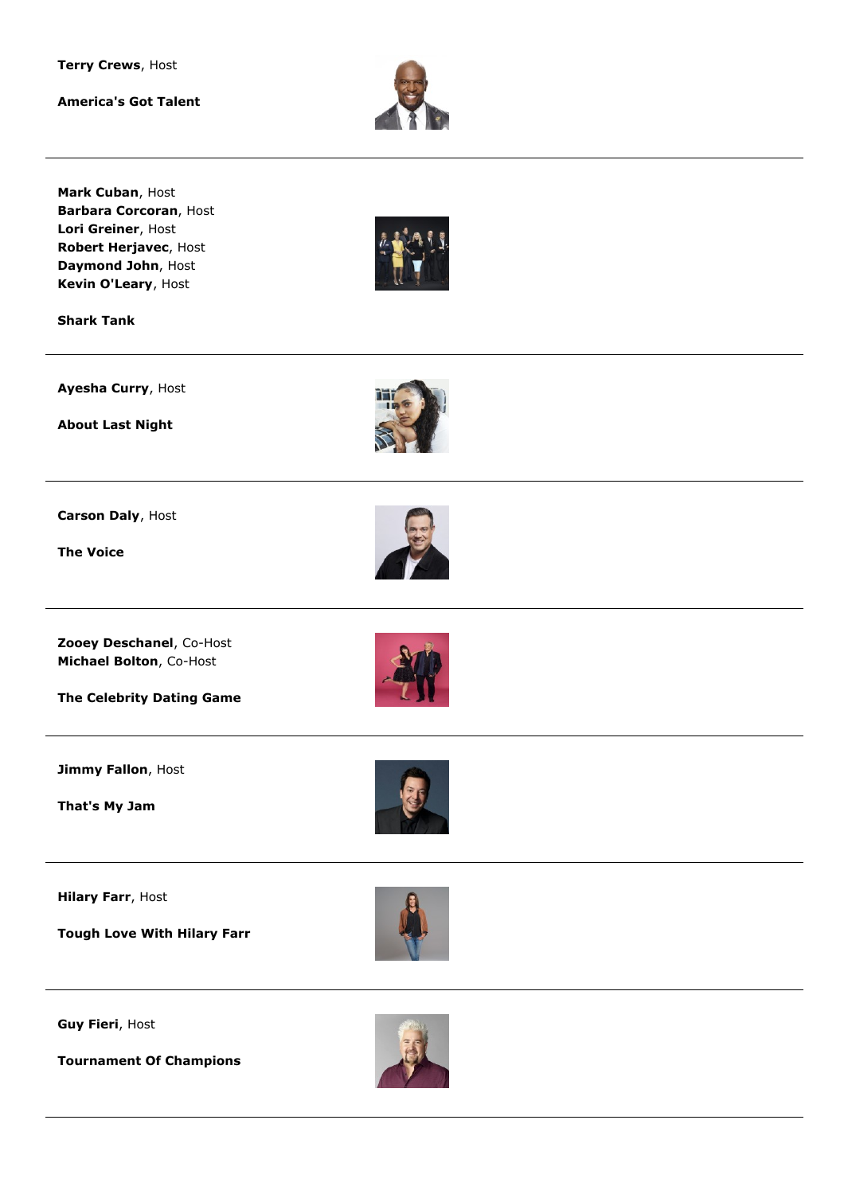**Terry Crews**, Host

**America's Got Talent**

---

**Mark Cuban**, Host
**Barbara Corcoran**, Host
**Lori Greiner**, Host
**Robert Herjavec**, Host
**Daymond John**, Host
**Kevin O'Leary**, Host

**Shark Tank**

---

**Ayesha Curry**, Host

**About Last Night**

---

**Carson Daly**, Host

**The Voice**

---

**Zooey Deschanel**, Co-Host
**Michael Bolton**, Co-Host

**The Celebrity Dating Game**

---

**Jimmy Fallon**, Host

**That's My Jam**

---

**Hilary Farr**, Host

**Tough Love With Hilary Farr**

---

**Guy Fieri**, Host

**Tournament Of Champions**

---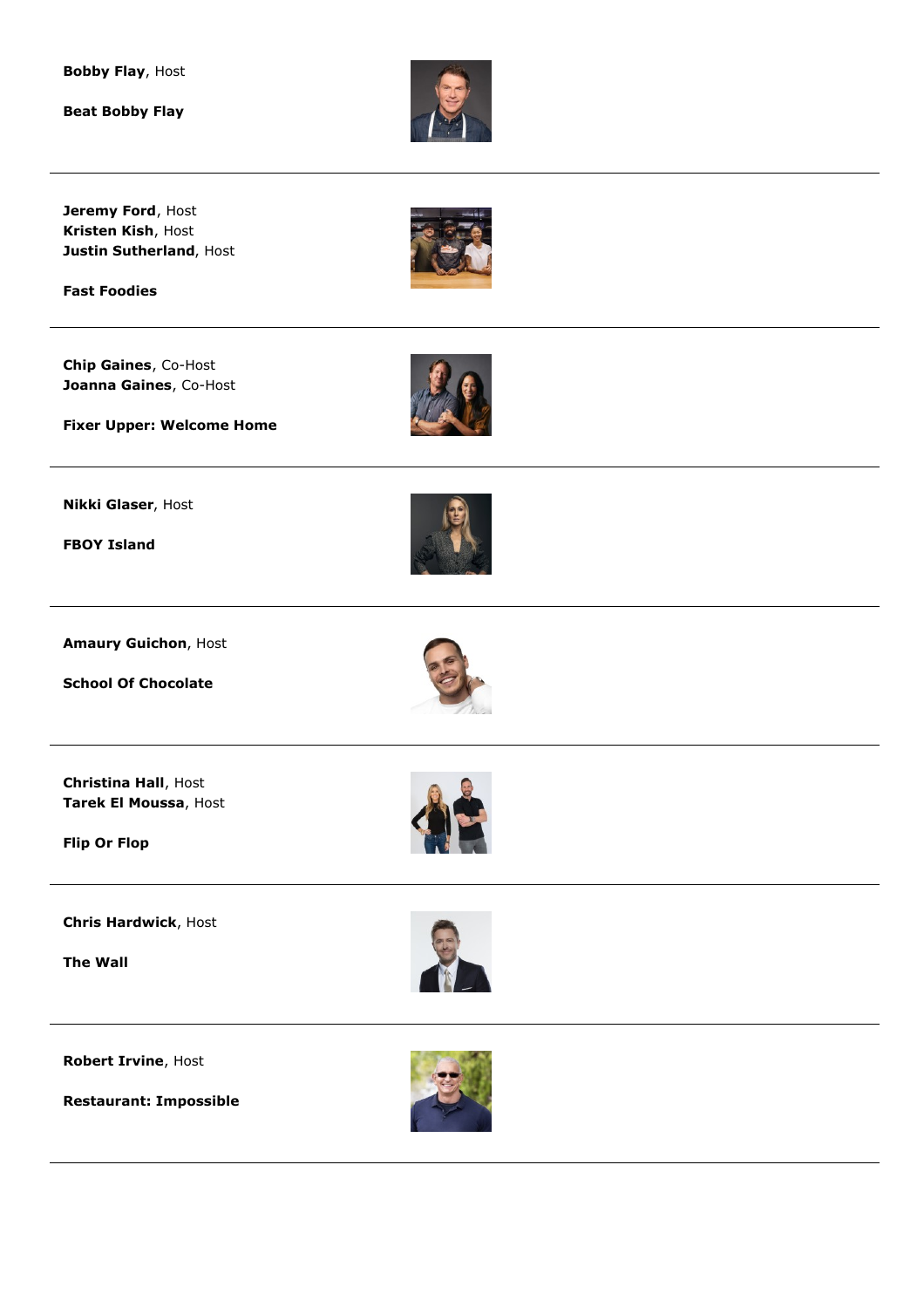**Bobby Flay**, Host

**Beat Bobby Flay**

---

**Jeremy Ford**, Host
**Kristen Kish**, Host
**Justin Sutherland**, Host

**Fast Foodies**

---

**Chip Gaines**, Co-Host
**Joanna Gaines**, Co-Host

**Fixer Upper: Welcome Home**

---

**Nikki Glaser**, Host

**FBOY Island**

---

**Amaury Guichon**, Host

**School Of Chocolate**

---

**Christina Hall**, Host
**Tarek El Moussa**, Host

**Flip Or Flop**

---

**Chris Hardwick**, Host

**The Wall**

---

**Robert Irvine**, Host

**Restaurant: Impossible**

---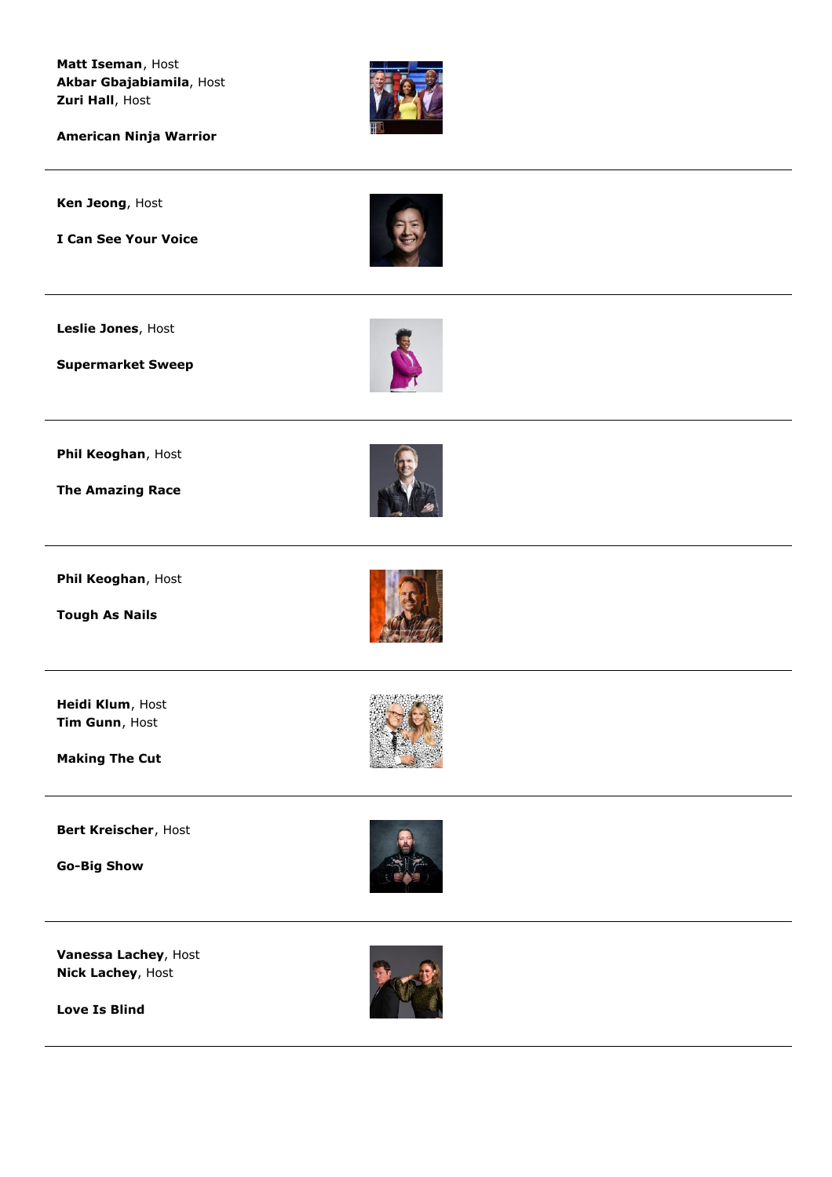**Matt Iseman**, Host
**Akbar Gbajabiamila**, Host
**Zuri Hall**, Host

**American Ninja Warrior**

---

**Ken Jeong**, Host

**I Can See Your Voice**

---

**Leslie Jones**, Host

**Supermarket Sweep**

---

**Phil Keoghan**, Host

**The Amazing Race**

---

**Phil Keoghan**, Host

**Tough As Nails**

---

**Heidi Klum**, Host
**Tim Gunn**, Host

**Making The Cut**

---

**Bert Kreischer**, Host

**Go-Big Show**

---

**Vanessa Lachey**, Host
**Nick Lachey**, Host

**Love Is Blind**

---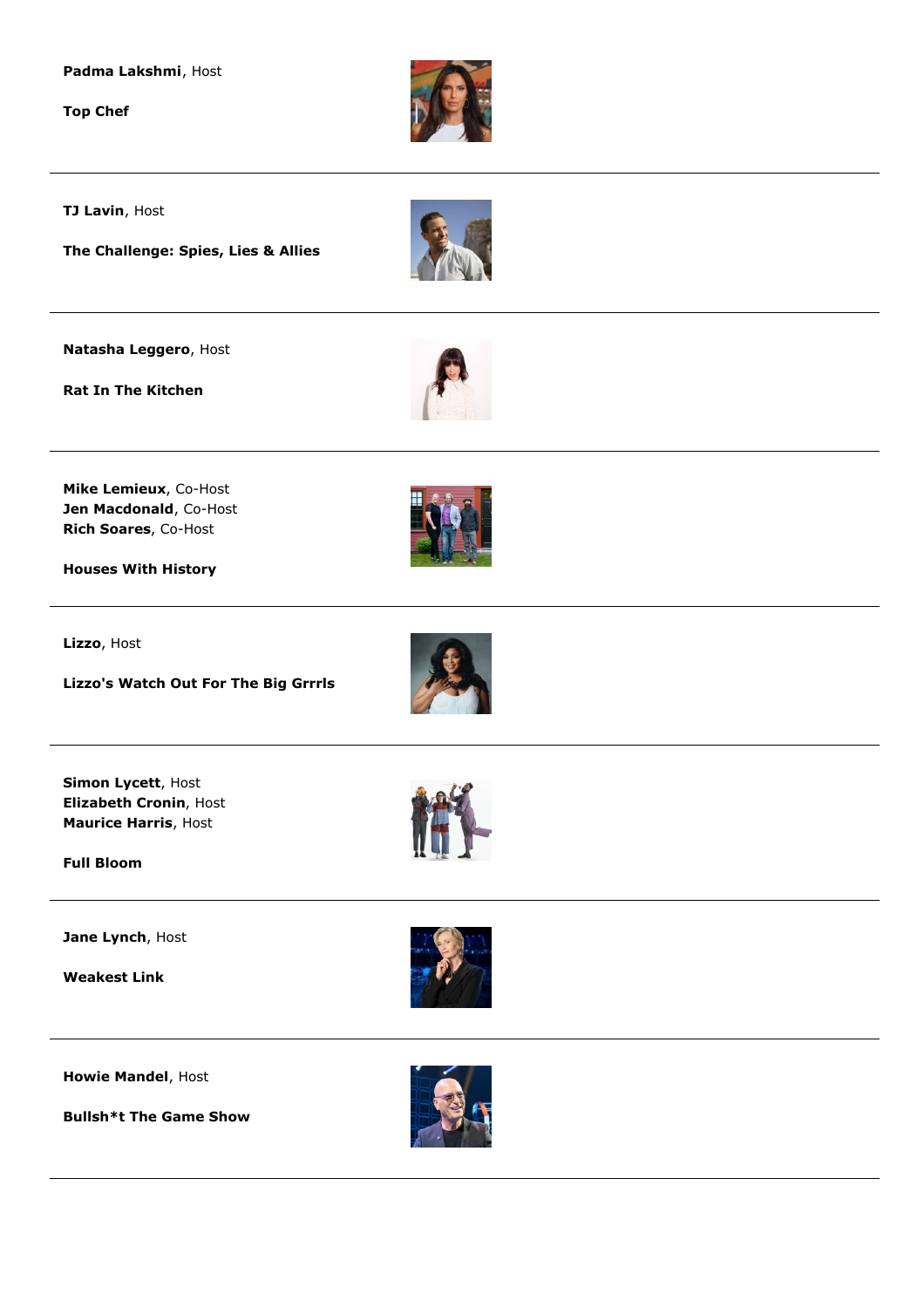**Padma Lakshmi**, Host

**Top Chef**

---

**TJ Lavin**, Host

**The Challenge: Spies, Lies & Allies**

---

**Natasha Leggero**, Host

**Rat In The Kitchen**

---

**Mike Lemieux**, Co-Host
**Jen Macdonald**, Co-Host
**Rich Soares**, Co-Host

**Houses With History**

---

**Lizzo**, Host

**Lizzo's Watch Out For The Big Grrrls**

---

**Simon Lycett**, Host
**Elizabeth Cronin**, Host
**Maurice Harris**, Host

**Full Bloom**

---

**Jane Lynch**, Host

**Weakest Link**

---

**Howie Mandel**, Host

**Bullsh*t The Game Show**

---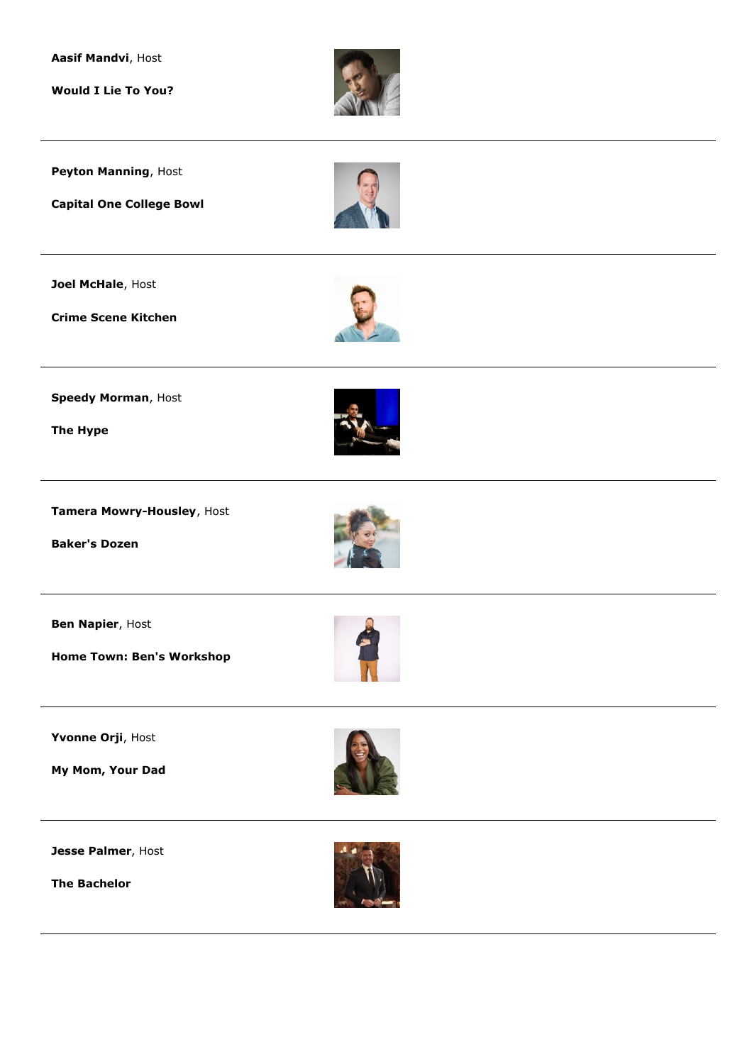**Aasif Mandvi**, Host

**Would I Lie To You?**

---

**Peyton Manning**, Host

**Capital One College Bowl**

---

**Joel McHale**, Host

**Crime Scene Kitchen**

---

**Speedy Morman**, Host

**The Hype**

---

**Tamera Mowry-Housley**, Host

**Baker's Dozen**

---

**Ben Napier**, Host

**Home Town: Ben's Workshop**

---

**Yvonne Orji**, Host

**My Mom, Your Dad**

---

**Jesse Palmer**, Host

**The Bachelor**

---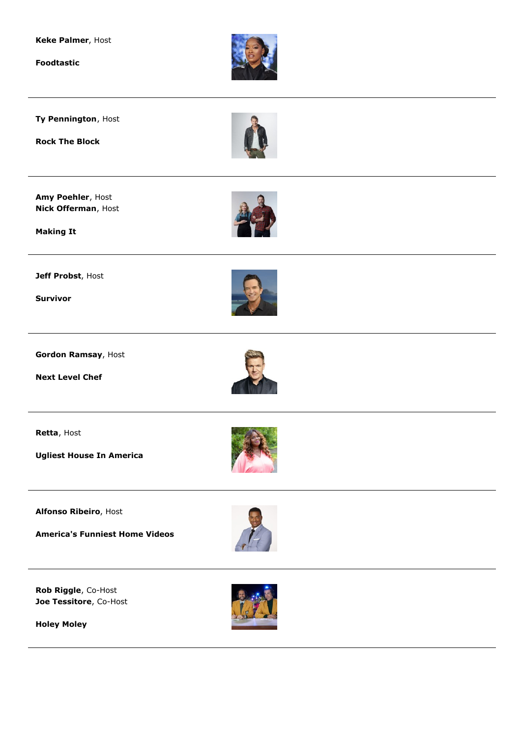**Keke Palmer**, Host

**Foodtastic**

---

**Ty Pennington**, Host

**Rock The Block**

---

**Amy Poehler**, Host
**Nick Offerman**, Host

**Making It**

---

**Jeff Probst**, Host

**Survivor**

---

**Gordon Ramsay**, Host

**Next Level Chef**

---

**Retta**, Host

**Ugliest House In America**

---

**Alfonso Ribeiro**, Host

**America's Funniest Home Videos**

---

**Rob Riggle**, Co-Host
**Joe Tessitore**, Co-Host

**Holey Moley**

---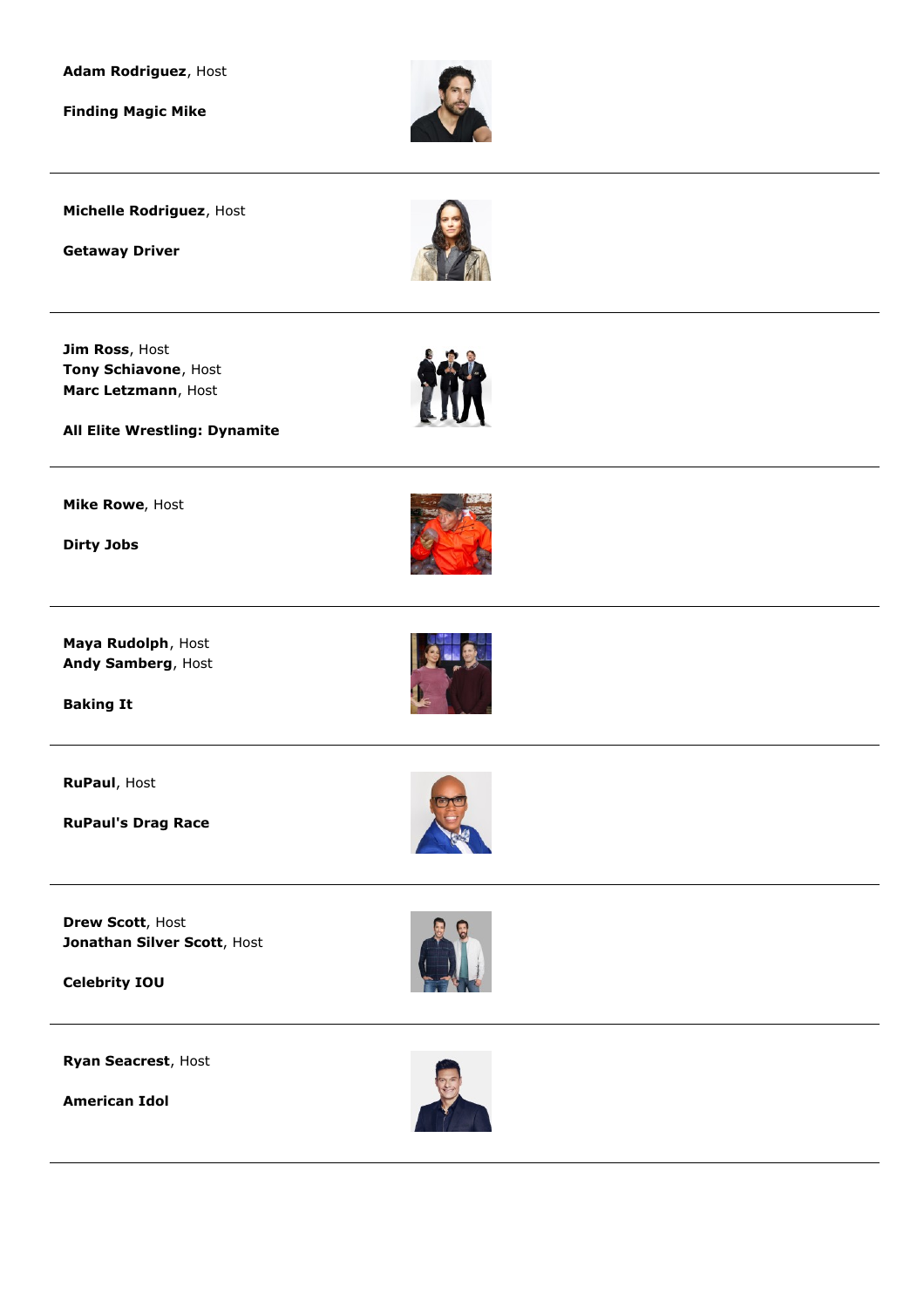**Adam Rodriguez**, Host

**Finding Magic Mike**

---

**Michelle Rodriguez**, Host

**Getaway Driver**

---

**Jim Ross**, Host
**Tony Schiavone**, Host
**Marc Letzmann**, Host

**All Elite Wrestling: Dynamite**

---

**Mike Rowe**, Host

**Dirty Jobs**

---

**Maya Rudolph**, Host
**Andy Samberg**, Host

**Baking It**

---

**RuPaul**, Host

**RuPaul's Drag Race**

---

**Drew Scott**, Host
**Jonathan Silver Scott**, Host

**Celebrity IOU**

---

**Ryan Seacrest**, Host

**American Idol**

---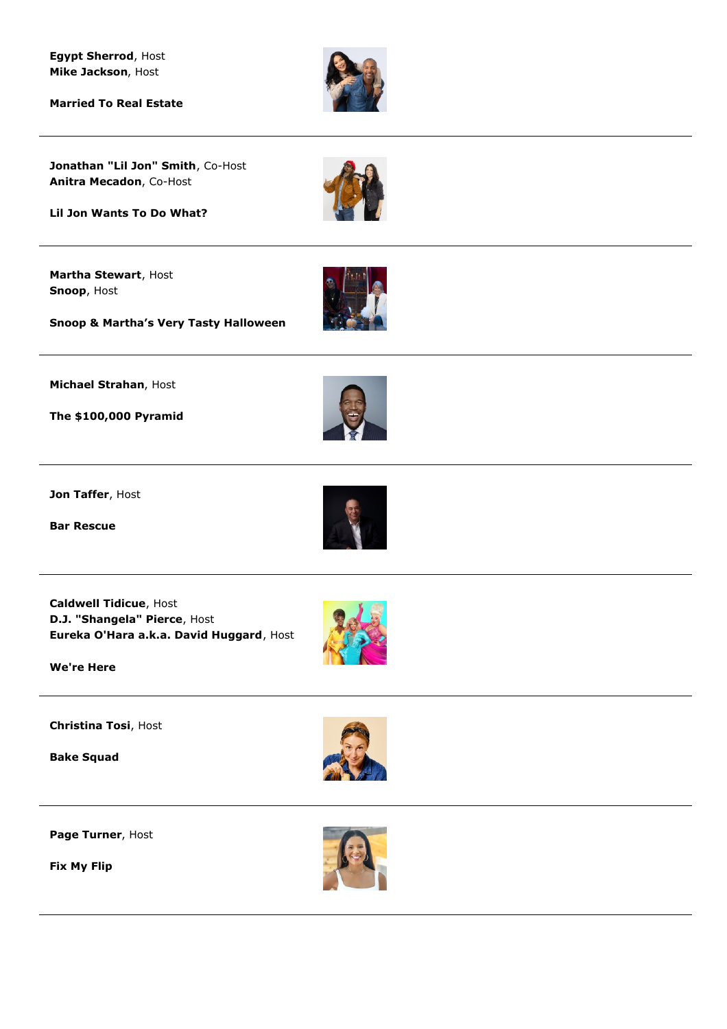**Egypt Sherrod**, Host
**Mike Jackson**, Host

**Married To Real Estate**

---

**Jonathan "Lil Jon" Smith**, Co-Host
**Anitra Mecadon**, Co-Host

**Lil Jon Wants To Do What?**

---

**Martha Stewart**, Host
**Snoop**, Host

**Snoop & Martha's Very Tasty Halloween**

---

**Michael Strahan**, Host

**The $100,000 Pyramid**

---

**Jon Taffer**, Host

**Bar Rescue**

---

**Caldwell Tidicue**, Host
**D.J. "Shangela" Pierce**, Host
**Eureka O'Hara a.k.a. David Huggard**, Host

**We're Here**

---

**Christina Tosi**, Host

**Bake Squad**

---

**Page Turner**, Host

**Fix My Flip**

---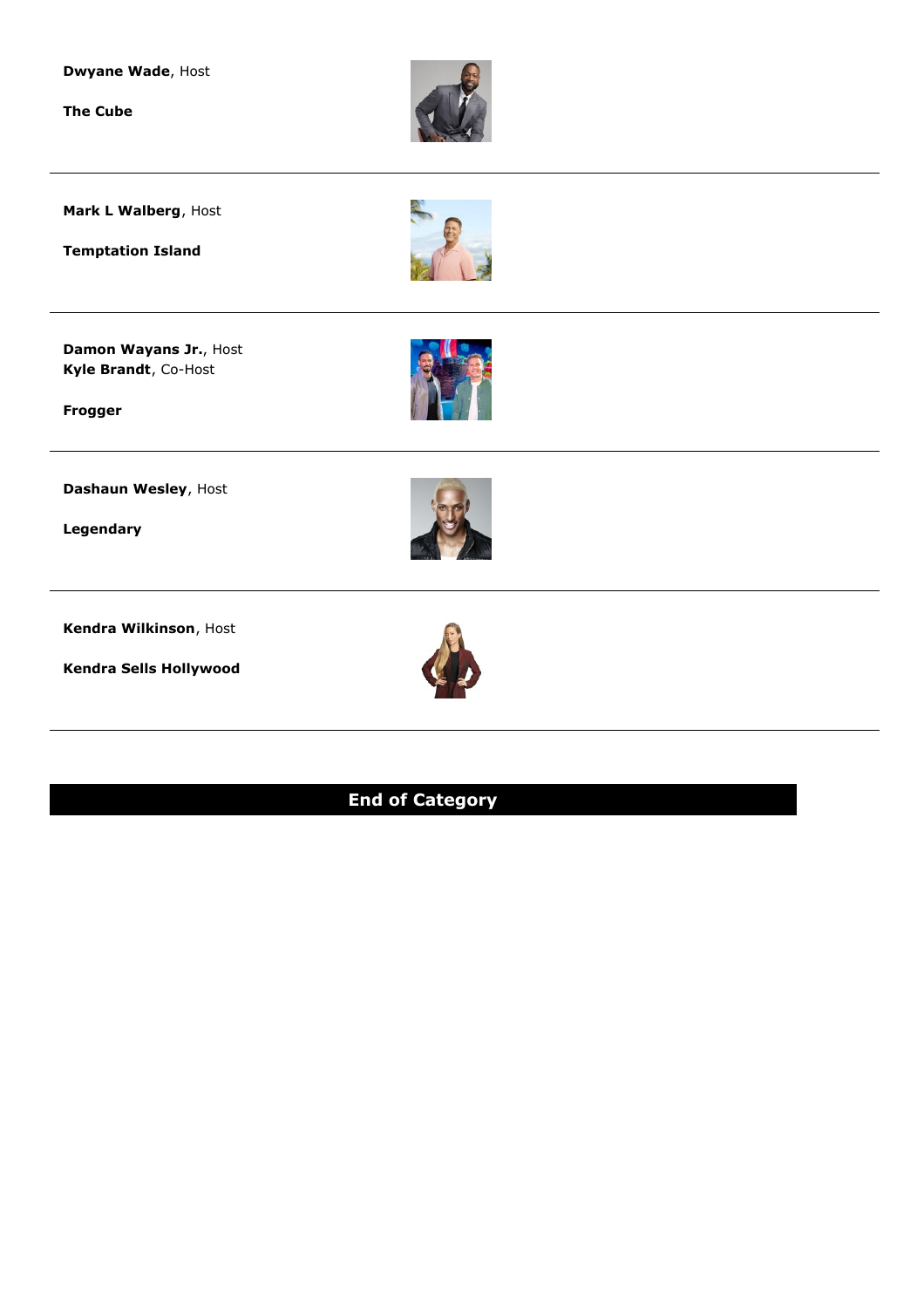**Dwyane Wade**, Host

**The Cube**

---

**Mark L Walberg**, Host

**Temptation Island**

---

**Damon Wayans Jr.**, Host
**Kyle Brandt**, Co-Host

**Frogger**

---

**Dashaun Wesley**, Host

**Legendary**

---

**Kendra Wilkinson**, Host

**Kendra Sells Hollywood**

---

**End of Category**